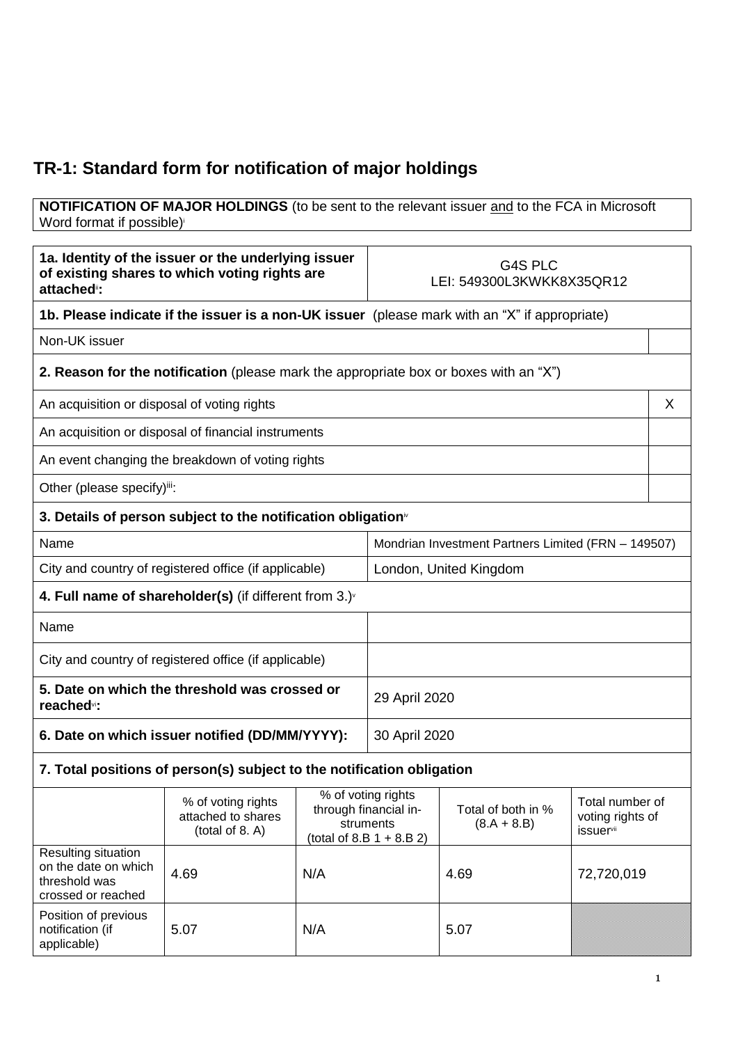# TR-1: Standard form for notification of major holdings

**NOTIFICATION OF MAJOR HOLDINGS** (to be sent to the relevant issuer and to the FCA in Microsoft Word format if possible)[i]

| **1a. Identity of the issuer or the underlying issuer of existing shares to which voting rights are attached[ii]:** | G4S PLC LEI: 549300L3KWKK8X35QR12 |
|---|---|

**1b. Please indicate if the issuer is a non-UK issuer** (please mark with an "X" if appropriate)

| Non-UK issuer | |
|---|---|

**2. Reason for the notification** (please mark the appropriate box or boxes with an "X")

| | |
|---|---|
| An acquisition or disposal of voting rights | X |
| An acquisition or disposal of financial instruments | |
| An event changing the breakdown of voting rights | |
| Other (please specify)[iii]: | |

**3. Details of person subject to the notification obligation[iv]**

| | |
|---|---|
| Name | Mondrian Investment Partners Limited (FRN – 149507) |
| City and country of registered office (if applicable) | London, United Kingdom |

**4. Full name of shareholder(s)** (if different from 3.)[v]

| | |
|---|---|
| Name | |
| City and country of registered office (if applicable) | |

| | |
|---|---|
| **5. Date on which the threshold was crossed or reached[vi]:** | 29 April 2020 |
| **6. Date on which issuer notified (DD/MM/YYYY):** | 30 April 2020 |

**7. Total positions of person(s) subject to the notification obligation**

| | % of voting rights attached to shares (total of 8. A) | % of voting rights through financial instruments (total of 8.B 1 + 8.B 2) | Total of both in % (8.A + 8.B) | Total number of voting rights of issuer[vii] |
|---|---|---|---|---|
| Resulting situation on the date on which threshold was crossed or reached | 4.69 | N/A | 4.69 | 72,720,019 |
| Position of previous notification (if applicable) | 5.07 | N/A | 5.07 | |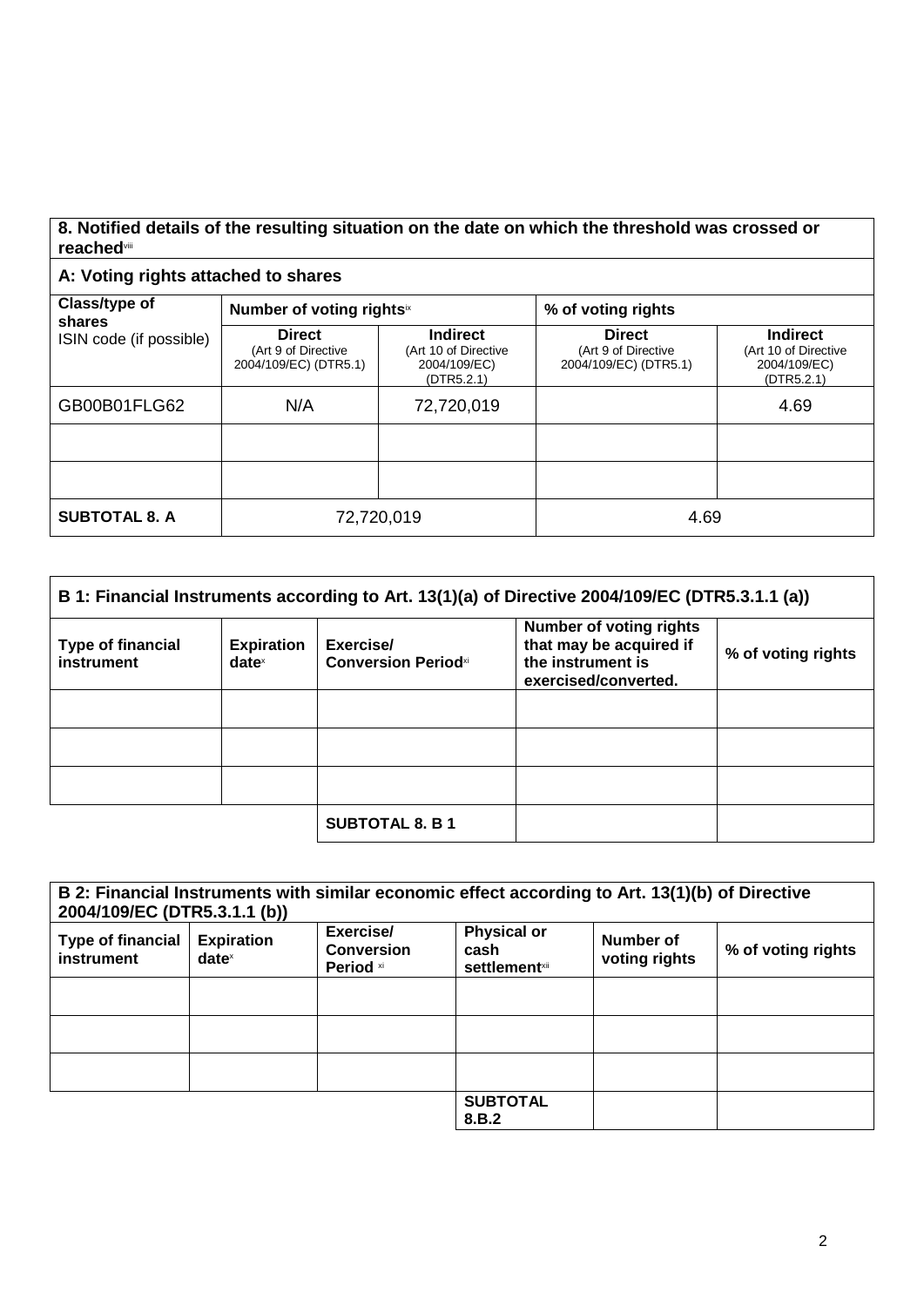## 8. Notified details of the resulting situation on the date on which the threshold was crossed or reached[viii]

### A: Voting rights attached to shares

| Class/type of shares ISIN code (if possible) | Number of voting rights[ix] | | % of voting rights | |
|---|---|---|---|---|
| | **Direct** (Art 9 of Directive 2004/109/EC) (DTR5.1) | **Indirect** (Art 10 of Directive 2004/109/EC) (DTR5.2.1) | **Direct** (Art 9 of Directive 2004/109/EC) (DTR5.1) | **Indirect** (Art 10 of Directive 2004/109/EC) (DTR5.2.1) |
| GB00B01FLG62 | N/A | 72,720,019 | | 4.69 |
| | | | | |
| | | | | |
| **SUBTOTAL 8. A** | 72,720,019 | | 4.69 | |

### B 1: Financial Instruments according to Art. 13(1)(a) of Directive 2004/109/EC (DTR5.3.1.1 (a))

| Type of financial instrument | Expiration date[x] | Exercise/ Conversion Period[xi] | Number of voting rights that may be acquired if the instrument is exercised/converted. | % of voting rights |
|---|---|---|---|---|
| | | | | |
| | | | | |
| | | | | |
| | | **SUBTOTAL 8. B 1** | | |

### B 2: Financial Instruments with similar economic effect according to Art. 13(1)(b) of Directive 2004/109/EC (DTR5.3.1.1 (b))

| Type of financial instrument | Expiration date[x] | Exercise/ Conversion Period [xi] | Physical or cash settlement[xii] | Number of voting rights | % of voting rights |
|---|---|---|---|---|---|
| | | | | | |
| | | | | | |
| | | | | | |
| | | | **SUBTOTAL 8.B.2** | | |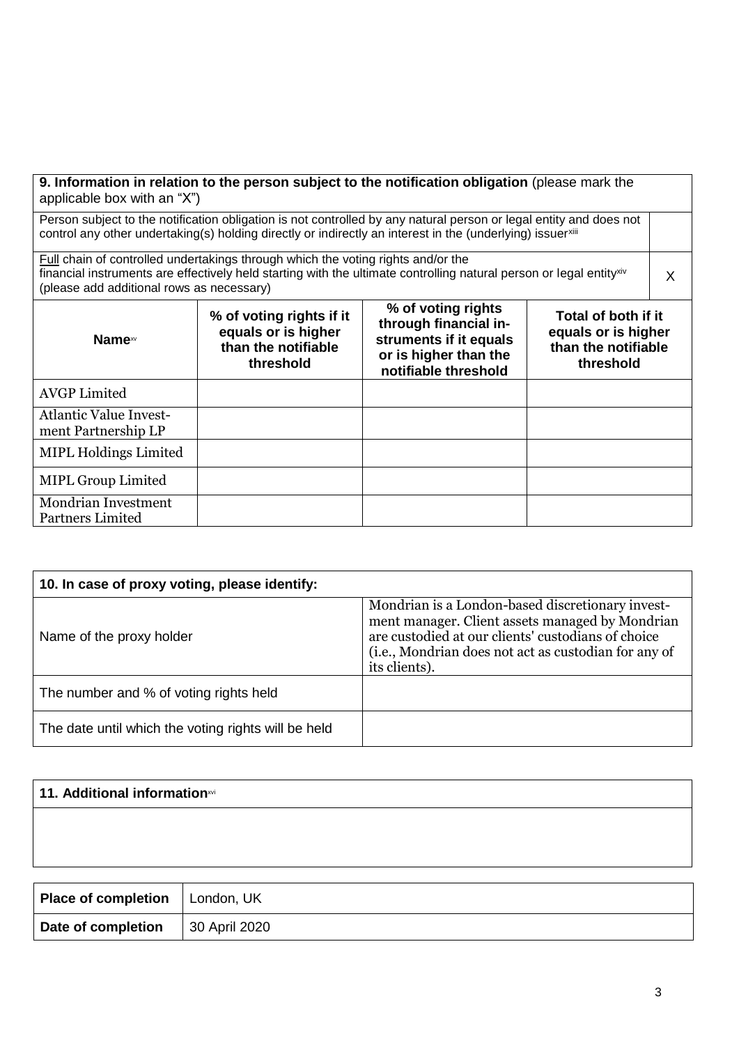| **9. Information in relation to the person subject to the notification obligation** (please mark the applicable box with an "X") | |
|---|---|
| Person subject to the notification obligation is not controlled by any natural person or legal entity and does not control any other undertaking(s) holding directly or indirectly an interest in the (underlying) issuer[xiii] | |
| Full chain of controlled undertakings through which the voting rights and/or the financial instruments are effectively held starting with the ultimate controlling natural person or legal entity[xiv] (please add additional rows as necessary) | X |

| **Name**[xv] | **% of voting rights if it equals or is higher than the notifiable threshold** | **% of voting rights through financial instruments if it equals or is higher than the notifiable threshold** | **Total of both if it equals or is higher than the notifiable threshold** |
|---|---|---|---|
| AVGP Limited | | | |
| Atlantic Value Investment Partnership LP | | | |
| MIPL Holdings Limited | | | |
| MIPL Group Limited | | | |
| Mondrian Investment Partners Limited | | | |

| **10. In case of proxy voting, please identify:** | |
|---|---|
| Name of the proxy holder | Mondrian is a London-based discretionary investment manager. Client assets managed by Mondrian are custodied at our clients' custodians of choice (i.e., Mondrian does not act as custodian for any of its clients). |
| The number and % of voting rights held | |
| The date until which the voting rights will be held | |

| **11. Additional information**[xvi] |
|---|
| |

| | |
|---|---|
| **Place of completion** | London, UK |
| **Date of completion** | 30 April 2020 |